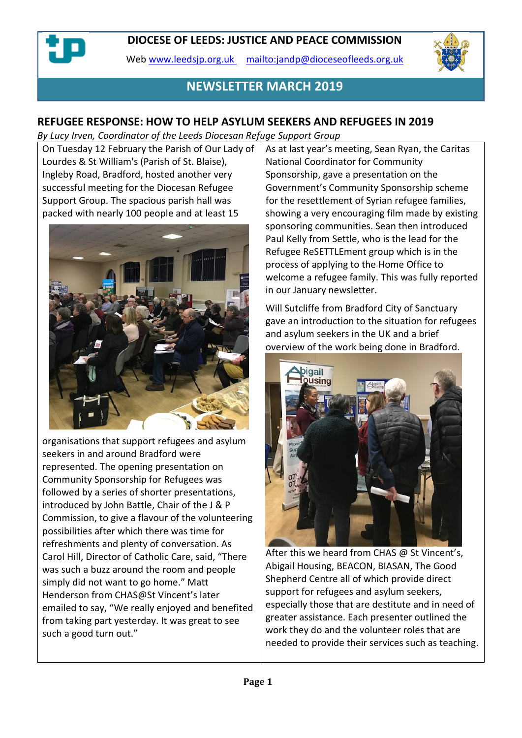# DIOCESE OF LEEDS: JUSTICE AND PEACE COMMISSION

Web www.leedsjp.org.uk mailto:jandp@dioceseofleeds.org.uk

## NEWSLETTER MARCH 2019

## REFUGEE RESPONSE: HOW TO HELP ASYLUM SEEKERS AND REFUGEES IN 2019

*By Lucy Irven, Coordinator of the Leeds Diocesan Refuge Support Group*

On Tuesday 12 February the Parish of Our Lady of Lourdes & St William's (Parish of St. Blaise), Ingleby Road, Bradford, hosted another very successful meeting for the Diocesan Refugee Support Group. The spacious parish hall was packed with nearly 100 people and at least 15 organisations that support refugees and asylum seekers in and around Bradford were represented. The opening presentation on Community Sponsorship for Refugees was followed by a series of shorter presentations, introduced by John Battle, Chair of the J & P Commission, to give a flavour of the volunteering possibilities after which there was time for refreshments and plenty of conversation. As Carol Hill, Director of Catholic Care, said, "There was such a buzz around the room and people simply did not want to go home." Matt Henderson from CHAS@St Vincent's later emailed to say, "We really enjoyed and benefited from taking part yesterday. It was great to see such a good turn out."

As at last year's meeting, Sean Ryan, the Caritas National Coordinator for Community Sponsorship, gave a presentation on the Government's Community Sponsorship scheme for the resettlement of Syrian refugee families, showing a very encouraging film made by existing sponsoring communities. Sean then introduced Paul Kelly from Settle, who is the lead for the Refugee ReSETTLEment group which is in the process of applying to the Home Office to welcome a refugee family. This was fully reported in our January newsletter.

Will Sutcliffe from Bradford City of Sanctuary gave an introduction to the situation for refugees and asylum seekers in the UK and a brief overview of the work being done in Bradford.

After this we heard from CHAS @ St Vincent's, Abigail Housing, BEACON, BIASAN, The Good Shepherd Centre all of which provide direct support for refugees and asylum seekers, especially those that are destitute and in need of greater assistance. Each presenter outlined the work they do and the volunteer roles that are needed to provide their services such as teaching.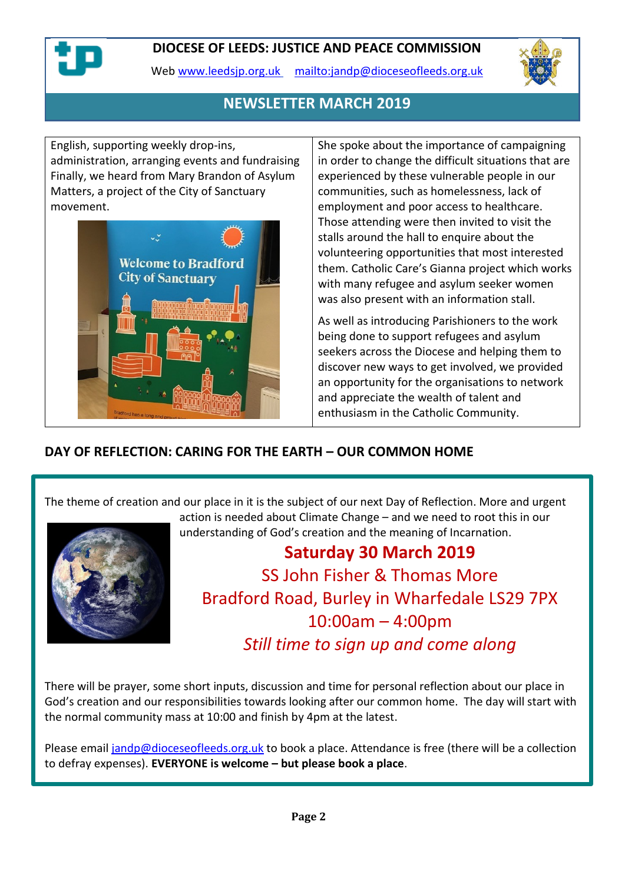# DIOCESE OF LEEDS: JUSTICE AND PEACE COMMISSION

Web www.leedsjp.org.uk mailto:jandp@dioceseofleeds.org.uk

## NEWSLETTER MARCH 2019

English, supporting weekly drop-ins, administration, arranging events and fundraising Finally, we heard from Mary Brandon of Asylum Matters, a project of the City of Sanctuary movement.

She spoke about the importance of campaigning in order to change the difficult situations that are experienced by these vulnerable people in our communities, such as homelessness, lack of employment and poor access to healthcare. Those attending were then invited to visit the stalls around the hall to enquire about the volunteering opportunities that most interested them. Catholic Care's Gianna project which works with many refugee and asylum seeker women was also present with an information stall.

As well as introducing Parishioners to the work being done to support refugees and asylum seekers across the Diocese and helping them to discover new ways to get involved, we provided an opportunity for the organisations to network and appreciate the wealth of talent and enthusiasm in the Catholic Community.

## DAY OF REFLECTION: CARING FOR THE EARTH – OUR COMMON HOME

The theme of creation and our place in it is the subject of our next Day of Reflection. More and urgent action is needed about Climate Change – and we need to root this in our understanding of God's creation and the meaning of Incarnation.

**Saturday 30 March 2019**

SS John Fisher & Thomas More

Bradford Road, Burley in Wharfedale LS29 7PX

10:00am – 4:00pm

*Still time to sign up and come along*

There will be prayer, some short inputs, discussion and time for personal reflection about our place in God's creation and our responsibilities towards looking after our common home. The day will start with the normal community mass at 10:00 and finish by 4pm at the latest.

Please email jandp@dioceseofleeds.org.uk to book a place. Attendance is free (there will be a collection to defray expenses). **EVERYONE is welcome – but please book a place**.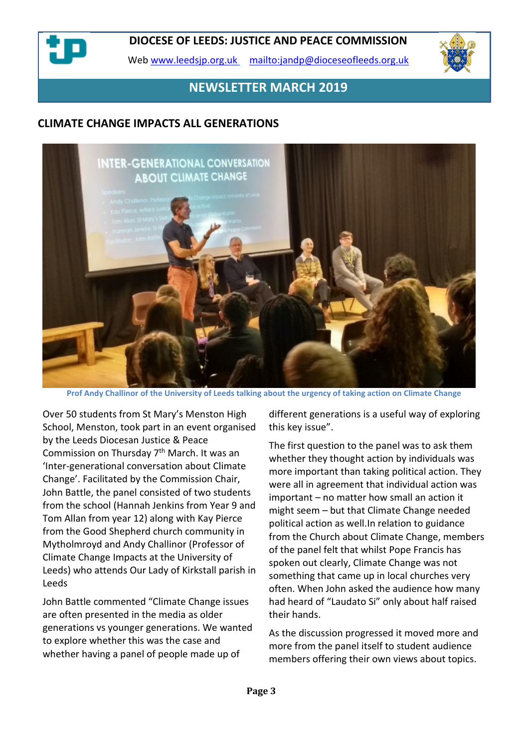# DIOCESE OF LEEDS: JUSTICE AND PEACE COMMISSION

Web www.leedsjp.org.uk mailto:jandp@dioceseofleeds.org.uk

## NEWSLETTER MARCH 2019

## CLIMATE CHANGE IMPACTS ALL GENERATIONS

Prof Andy Challinor of the University of Leeds talking about the urgency of taking action on Climate Change

Over 50 students from St Mary's Menston High School, Menston, took part in an event organised by the Leeds Diocesan Justice & Peace Commission on Thursday 7th March. It was an 'Inter-generational conversation about Climate Change'. Facilitated by the Commission Chair, John Battle, the panel consisted of two students from the school (Hannah Jenkins from Year 9 and Tom Allan from year 12) along with Kay Pierce from the Good Shepherd church community in Mytholmroyd and Andy Challinor (Professor of Climate Change Impacts at the University of Leeds) who attends Our Lady of Kirkstall parish in Leeds

John Battle commented "Climate Change issues are often presented in the media as older generations vs younger generations. We wanted to explore whether this was the case and whether having a panel of people made up of different generations is a useful way of exploring this key issue".

The first question to the panel was to ask them whether they thought action by individuals was more important than taking political action. They were all in agreement that individual action was important – no matter how small an action it might seem – but that Climate Change needed political action as well.In relation to guidance from the Church about Climate Change, members of the panel felt that whilst Pope Francis has spoken out clearly, Climate Change was not something that came up in local churches very often. When John asked the audience how many had heard of "Laudato Si" only about half raised their hands.

As the discussion progressed it moved more and more from the panel itself to student audience members offering their own views about topics.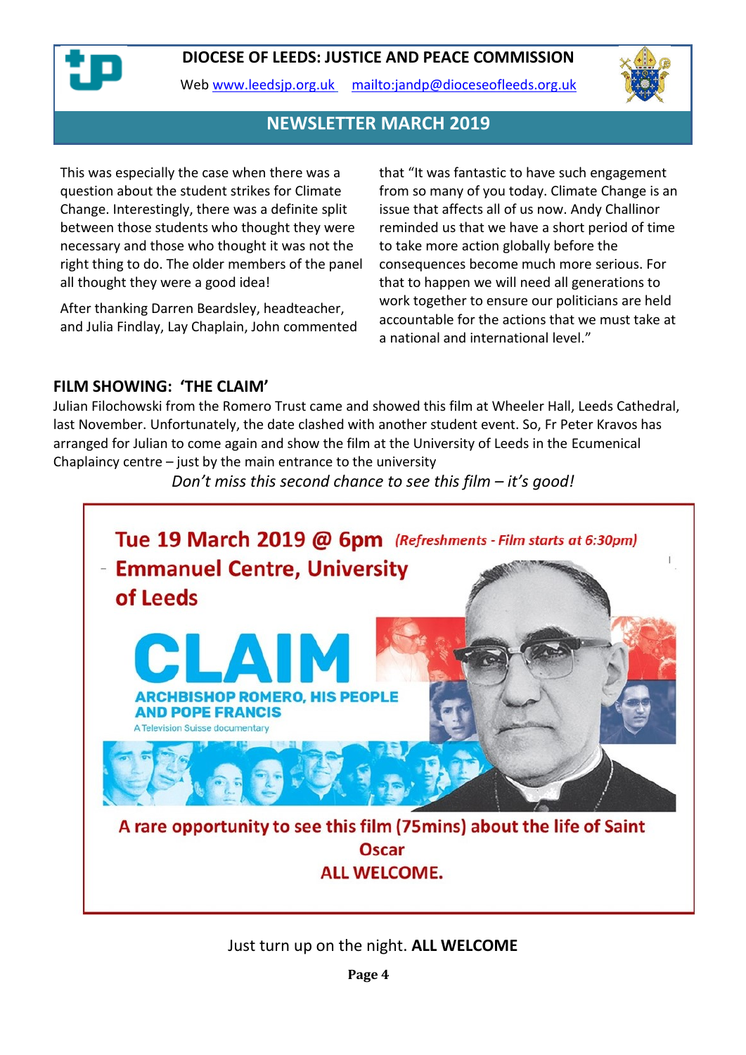This was especially the case when there was a question about the student strikes for Climate Change. Interestingly, there was a definite split between those students who thought they were necessary and those who thought it was not the right thing to do. The older members of the panel all thought they were a good idea!

After thanking Darren Beardsley, headteacher, and Julia Findlay, Lay Chaplain, John commented that "It was fantastic to have such engagement from so many of you today. Climate Change is an issue that affects all of us now. Andy Challinor reminded us that we have a short period of time to take more action globally before the consequences become much more serious. For that to happen we will need all generations to work together to ensure our politicians are held accountable for the actions that we must take at a national and international level."

## FILM SHOWING: 'THE CLAIM'

Julian Filochowski from the Romero Trust came and showed this film at Wheeler Hall, Leeds Cathedral, last November. Unfortunately, the date clashed with another student event. So, Fr Peter Kravos has arranged for Julian to come again and show the film at the University of Leeds in the Ecumenical Chaplaincy centre – just by the main entrance to the university

*Don't miss this second chance to see this film – it's good!*

**Tue 19 March 2019 @ 6pm** *(Refreshments - Film starts at 6:30pm)*

**Emmanuel Centre, University of Leeds**

# CLAIM

**ARCHBISHOP ROMERO, HIS PEOPLE AND POPE FRANCIS**

A Television Suisse documentary

**A rare opportunity to see this film (75mins) about the life of Saint Oscar**

**ALL WELCOME.**

Just turn up on the night. **ALL WELCOME**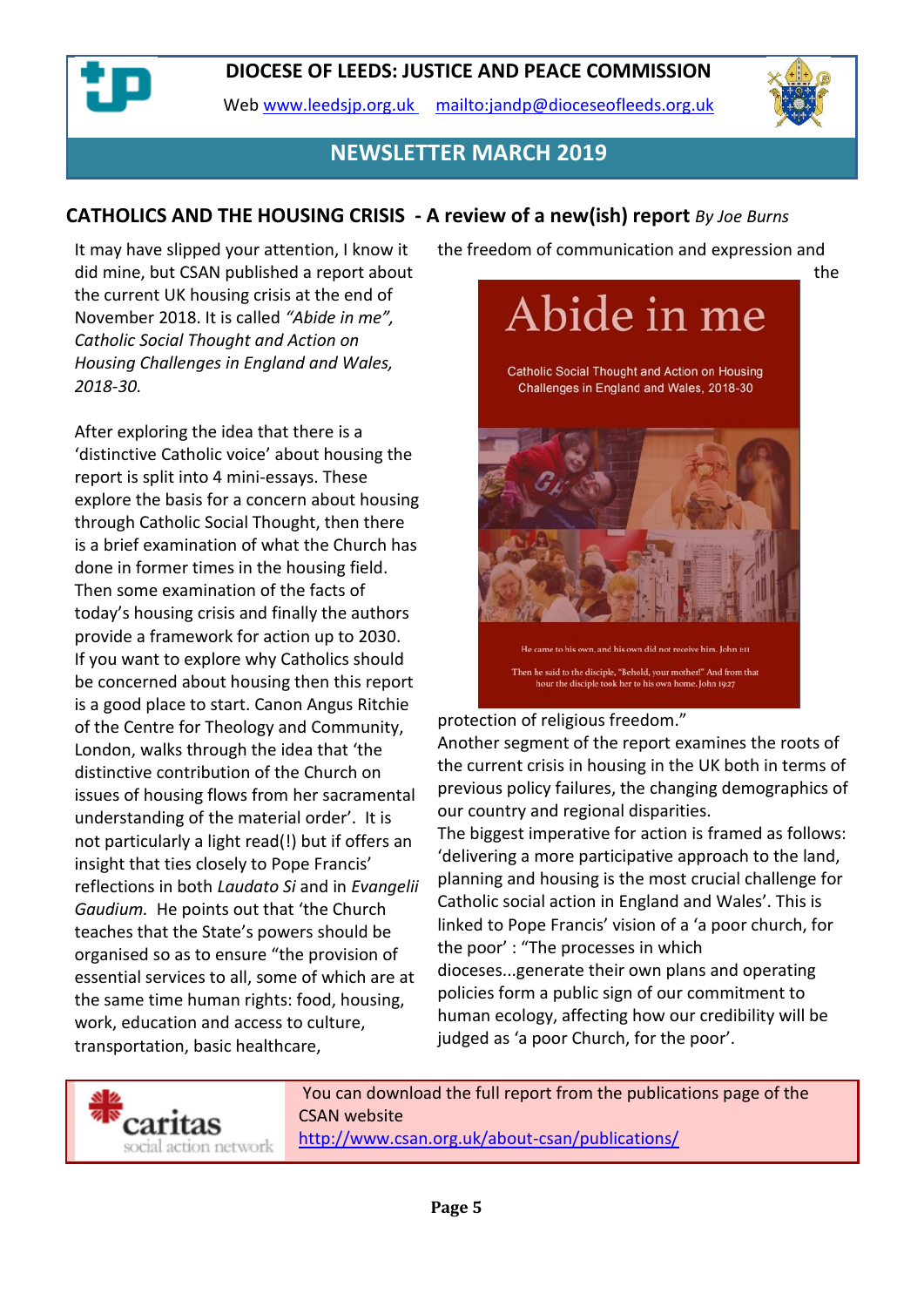# DIOCESE OF LEEDS: JUSTICE AND PEACE COMMISSION

Web www.leedsjp.org.uk mailto:jandp@dioceseofleeds.org.uk

## NEWSLETTER MARCH 2019

## CATHOLICS AND THE HOUSING CRISIS - A review of a new(ish) report *By Joe Burns*

It may have slipped your attention, I know it did mine, but CSAN published a report about the current UK housing crisis at the end of November 2018. It is called *"Abide in me", Catholic Social Thought and Action on Housing Challenges in England and Wales, 2018-30.*

After exploring the idea that there is a 'distinctive Catholic voice' about housing the report is split into 4 mini-essays. These explore the basis for a concern about housing through Catholic Social Thought, then there is a brief examination of what the Church has done in former times in the housing field. Then some examination of the facts of today's housing crisis and finally the authors provide a framework for action up to 2030. If you want to explore why Catholics should be concerned about housing then this report is a good place to start. Canon Angus Ritchie of the Centre for Theology and Community, London, walks through the idea that 'the distinctive contribution of the Church on issues of housing flows from her sacramental understanding of the material order'. It is not particularly a light read(!) but if offers an insight that ties closely to Pope Francis' reflections in both *Laudato Si* and in *Evangelii Gaudium.* He points out that 'the Church teaches that the State's powers should be organised so as to ensure "the provision of essential services to all, some of which are at the same time human rights: food, housing, work, education and access to culture, transportation, basic healthcare, the freedom of communication and expression and the protection of religious freedom."

Another segment of the report examines the roots of the current crisis in housing in the UK both in terms of previous policy failures, the changing demographics of our country and regional disparities.

The biggest imperative for action is framed as follows: 'delivering a more participative approach to the land, planning and housing is the most crucial challenge for Catholic social action in England and Wales'. This is linked to Pope Francis' vision of a 'a poor church, for the poor' : "The processes in which dioceses...generate their own plans and operating policies form a public sign of our commitment to human ecology, affecting how our credibility will be judged as 'a poor Church, for the poor'.

You can download the full report from the publications page of the CSAN website http://www.csan.org.uk/about-csan/publications/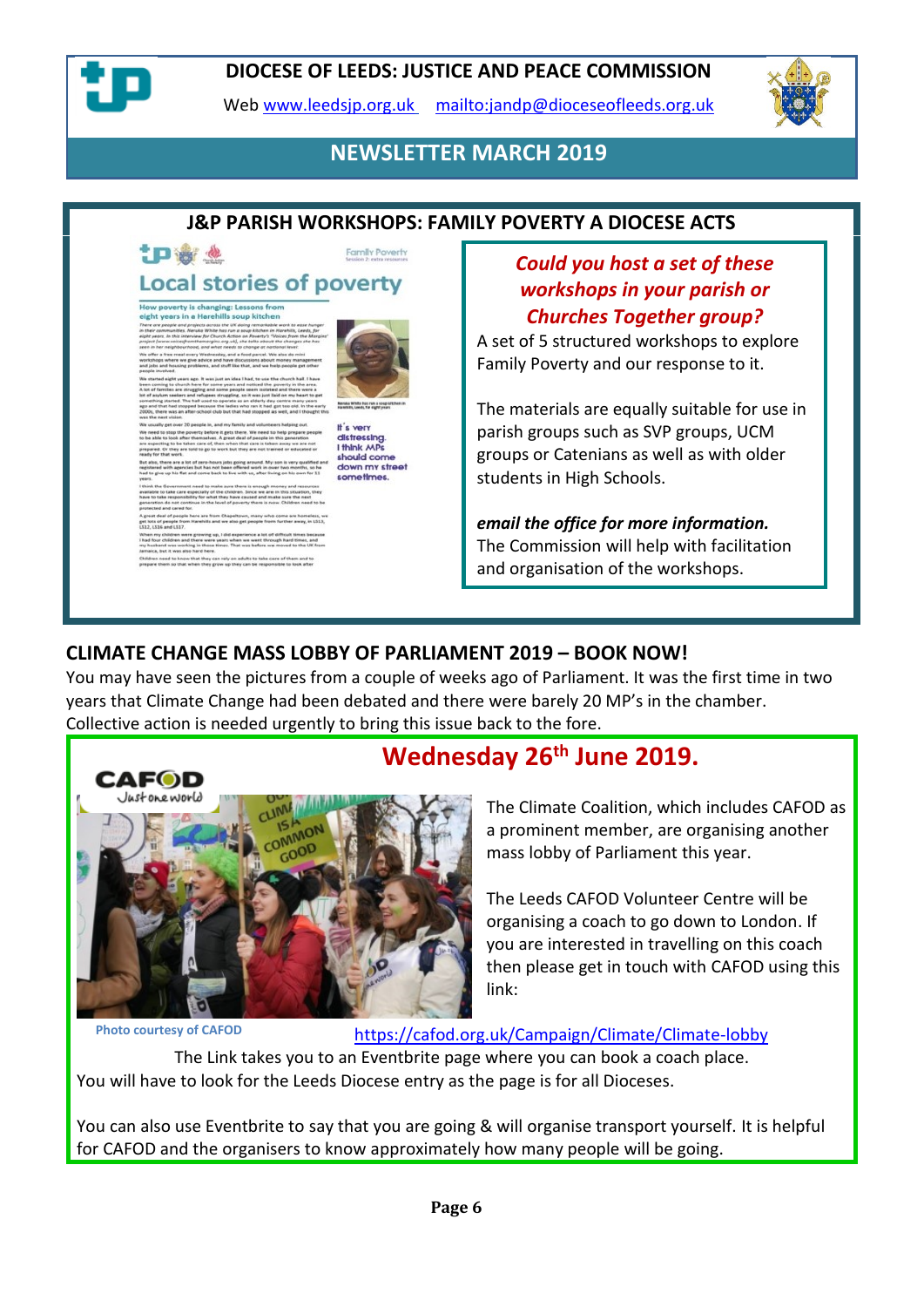# DIOCESE OF LEEDS: JUSTICE AND PEACE COMMISSION

Web www.leedsjp.org.uk mailto:jandp@dioceseofleeds.org.uk

## NEWSLETTER MARCH 2019

## J&P PARISH WORKSHOPS: FAMILY POVERTY A DIOCESE ACTS

***Could you host a set of these workshops in your parish or Churches Together group?***

A set of 5 structured workshops to explore Family Poverty and our response to it.

The materials are equally suitable for use in parish groups such as SVP groups, UCM groups or Catenians as well as with older students in High Schools.

***email the office for more information.***
The Commission will help with facilitation and organisation of the workshops.

## CLIMATE CHANGE MASS LOBBY OF PARLIAMENT 2019 – BOOK NOW!

You may have seen the pictures from a couple of weeks ago of Parliament. It was the first time in two years that Climate Change had been debated and there were barely 20 MP's in the chamber. Collective action is needed urgently to bring this issue back to the fore.

### Wednesday 26th June 2019.

The Climate Coalition, which includes CAFOD as a prominent member, are organising another mass lobby of Parliament this year.

The Leeds CAFOD Volunteer Centre will be organising a coach to go down to London. If you are interested in travelling on this coach then please get in touch with CAFOD using this link:

Photo courtesy of CAFOD

https://cafod.org.uk/Campaign/Climate/Climate-lobby

The Link takes you to an Eventbrite page where you can book a coach place. You will have to look for the Leeds Diocese entry as the page is for all Dioceses.

You can also use Eventbrite to say that you are going & will organise transport yourself. It is helpful for CAFOD and the organisers to know approximately how many people will be going.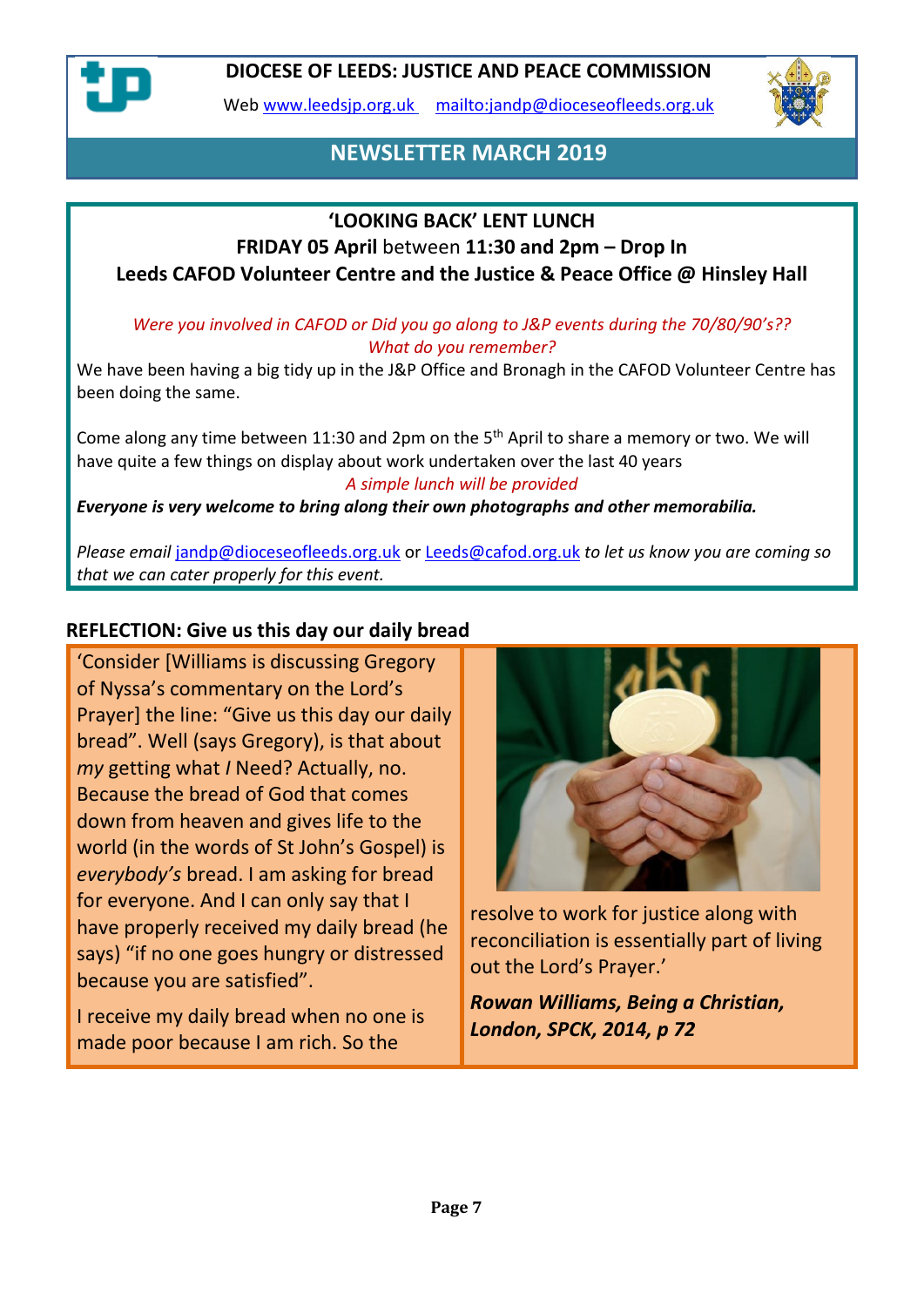# DIOCESE OF LEEDS: JUSTICE AND PEACE COMMISSION

Web [www.leedsjp.org.uk](http://www.leedsjp.org.uk) [mailto:jandp@dioceseofleeds.org.uk](mailto:jandp@dioceseofleeds.org.uk)

## NEWSLETTER MARCH 2019

### 'LOOKING BACK' LENT LUNCH

**FRIDAY 05 April** between **11:30 and 2pm – Drop In**

**Leeds CAFOD Volunteer Centre and the Justice & Peace Office @ Hinsley Hall**

*Were you involved in CAFOD or Did you go along to J&P events during the 70/80/90's??*
*What do you remember?*

We have been having a big tidy up in the J&P Office and Bronagh in the CAFOD Volunteer Centre has been doing the same.

Come along any time between 11:30 and 2pm on the 5th April to share a memory or two. We will have quite a few things on display about work undertaken over the last 40 years

*A simple lunch will be provided*

***Everyone is very welcome to bring along their own photographs and other memorabilia.***

*Please email* jandp@dioceseofleeds.org.uk or Leeds@cafod.org.uk *to let us know you are coming so that we can cater properly for this event.*

### REFLECTION: Give us this day our daily bread

'Consider [Williams is discussing Gregory of Nyssa's commentary on the Lord's Prayer] the line: "Give us this day our daily bread". Well (says Gregory), is that about *my* getting what *I* Need? Actually, no. Because the bread of God that comes down from heaven and gives life to the world (in the words of St John's Gospel) is *everybody's* bread. I am asking for bread for everyone. And I can only say that I have properly received my daily bread (he says) "if no one goes hungry or distressed because you are satisfied".

I receive my daily bread when no one is made poor because I am rich. So the resolve to work for justice along with reconciliation is essentially part of living out the Lord's Prayer.'

***Rowan Williams, Being a Christian, London, SPCK, 2014, p 72***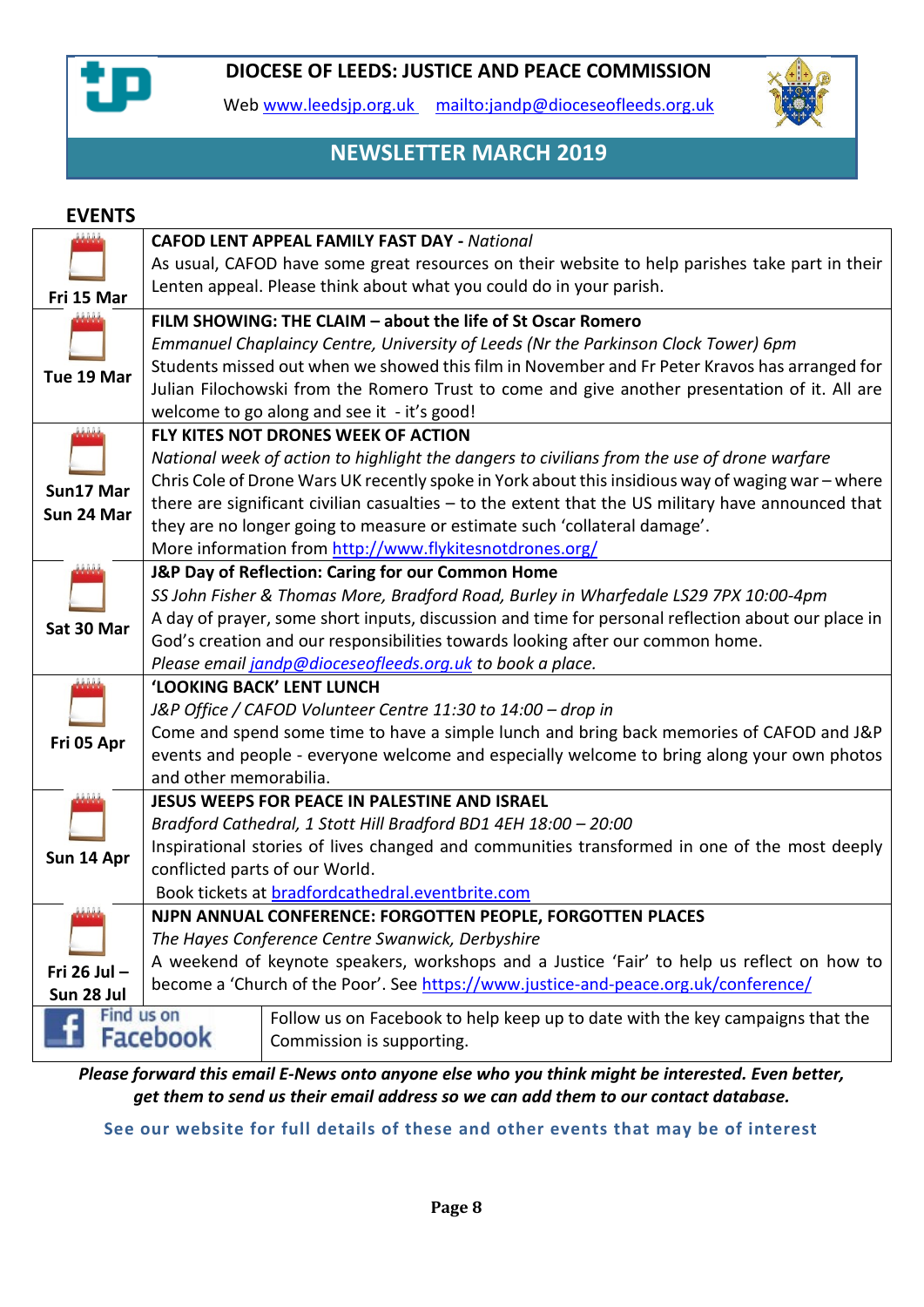# DIOCESE OF LEEDS: JUSTICE AND PEACE COMMISSION

Web www.leedsjp.org.uk mailto:jandp@dioceseofleeds.org.uk

## NEWSLETTER MARCH 2019

### EVENTS

| | |
|---|---|
| Fri 15 Mar | **CAFOD LENT APPEAL FAMILY FAST DAY** - *National*<br>As usual, CAFOD have some great resources on their website to help parishes take part in their Lenten appeal. Please think about what you could do in your parish. |
| Tue 19 Mar | **FILM SHOWING: THE CLAIM – about the life of St Oscar Romero**<br>*Emmanuel Chaplaincy Centre, University of Leeds (Nr the Parkinson Clock Tower) 6pm*<br>Students missed out when we showed this film in November and Fr Peter Kravos has arranged for Julian Filochowski from the Romero Trust to come and give another presentation of it. All are welcome to go along and see it - it's good! |
| Sun17 Mar<br>Sun 24 Mar | **FLY KITES NOT DRONES WEEK OF ACTION**<br>*National week of action to highlight the dangers to civilians from the use of drone warfare*<br>Chris Cole of Drone Wars UK recently spoke in York about this insidious way of waging war – where there are significant civilian casualties – to the extent that the US military have announced that they are no longer going to measure or estimate such 'collateral damage'.<br>More information from http://www.flykitesnotdrones.org/ |
| Sat 30 Mar | **J&P Day of Reflection: Caring for our Common Home**<br>*SS John Fisher & Thomas More, Bradford Road, Burley in Wharfedale LS29 7PX 10:00-4pm*<br>A day of prayer, some short inputs, discussion and time for personal reflection about our place in God's creation and our responsibilities towards looking after our common home.<br>*Please email jandp@dioceseofleeds.org.uk to book a place.* |
| Fri 05 Apr | **'LOOKING BACK' LENT LUNCH**<br>*J&P Office / CAFOD Volunteer Centre 11:30 to 14:00 – drop in*<br>Come and spend some time to have a simple lunch and bring back memories of CAFOD and J&P events and people - everyone welcome and especially welcome to bring along your own photos and other memorabilia. |
| Sun 14 Apr | **JESUS WEEPS FOR PEACE IN PALESTINE AND ISRAEL**<br>*Bradford Cathedral, 1 Stott Hill Bradford BD1 4EH 18:00 – 20:00*<br>Inspirational stories of lives changed and communities transformed in one of the most deeply conflicted parts of our World.<br>Book tickets at bradfordcathedral.eventbrite.com |
| Fri 26 Jul –<br>Sun 28 Jul | **NJPN ANNUAL CONFERENCE: FORGOTTEN PEOPLE, FORGOTTEN PLACES**<br>*The Hayes Conference Centre Swanwick, Derbyshire*<br>A weekend of keynote speakers, workshops and a Justice 'Fair' to help us reflect on how to become a 'Church of the Poor'. See https://www.justice-and-peace.org.uk/conference/ |
| Find us on Facebook | Follow us on Facebook to help keep up to date with the key campaigns that the Commission is supporting. |

***Please forward this email E-News onto anyone else who you think might be interested. Even better, get them to send us their email address so we can add them to our contact database.***

**See our website for full details of these and other events that may be of interest**